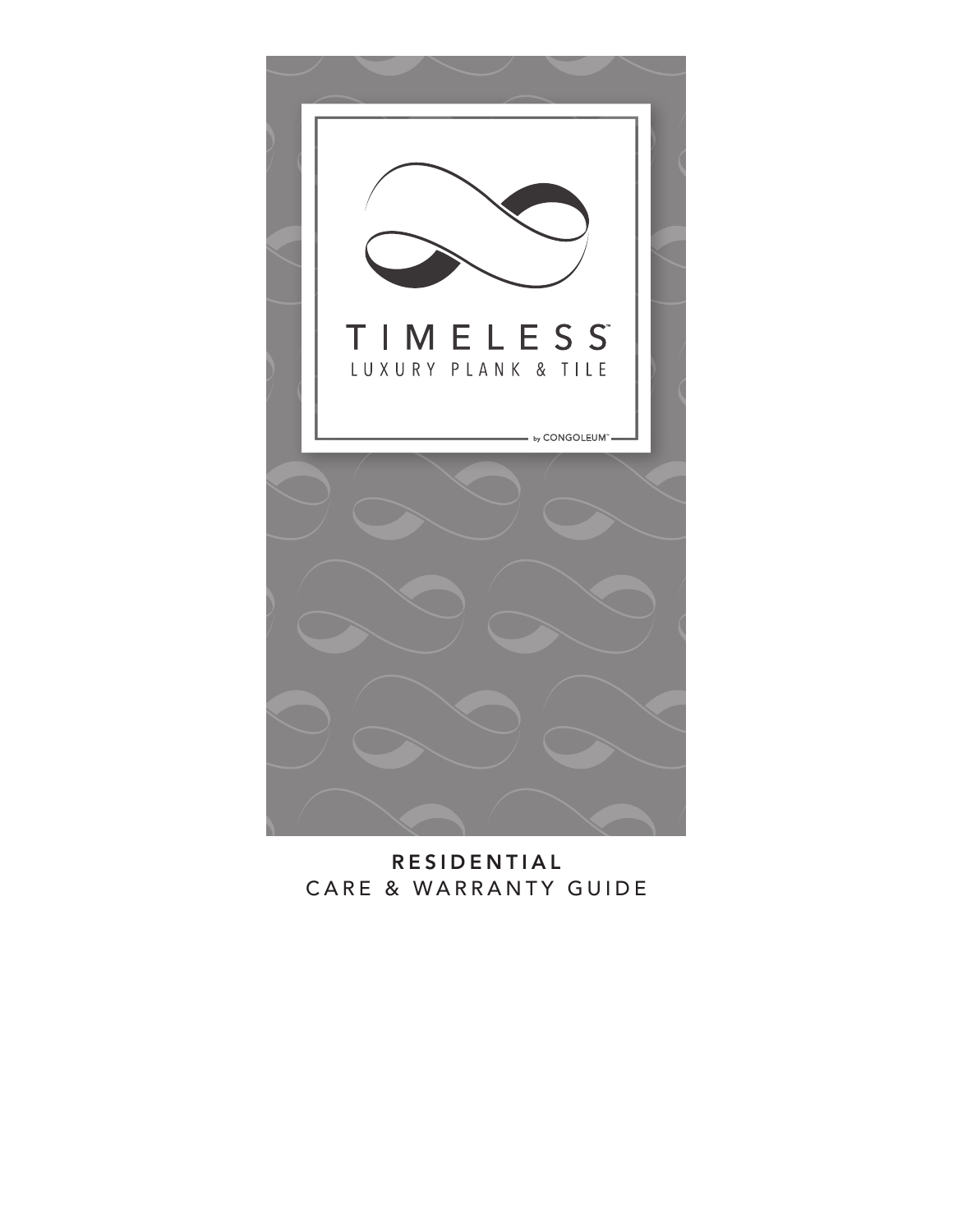# TIMELESS™

LUXURY PLANK & TILE

by CONGOLEUM™

## RESIDENTIAL

CARE & WARRANTY GUIDE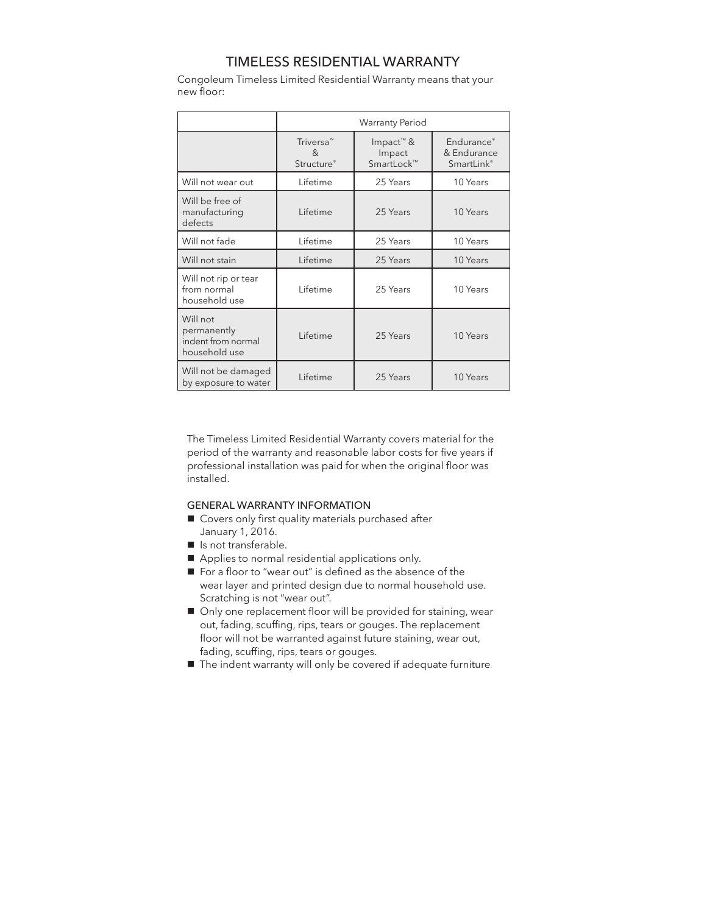# TIMELESS RESIDENTIAL WARRANTY

Congoleum Timeless Limited Residential Warranty means that your new floor:

| | Warranty Period | | |
|---|---|---|---|
| | Triversa™ & Structure® | Impact™ & Impact SmartLock™ | Endurance® & Endurance SmartLink® |
| Will not wear out | Lifetime | 25 Years | 10 Years |
| Will be free of manufacturing defects | Lifetime | 25 Years | 10 Years |
| Will not fade | Lifetime | 25 Years | 10 Years |
| Will not stain | Lifetime | 25 Years | 10 Years |
| Will not rip or tear from normal household use | Lifetime | 25 Years | 10 Years |
| Will not permanently indent from normal household use | Lifetime | 25 Years | 10 Years |
| Will not be damaged by exposure to water | Lifetime | 25 Years | 10 Years |

The Timeless Limited Residential Warranty covers material for the period of the warranty and reasonable labor costs for five years if professional installation was paid for when the original floor was installed.

## GENERAL WARRANTY INFORMATION

- Covers only first quality materials purchased after January 1, 2016.
- Is not transferable.
- Applies to normal residential applications only.
- For a floor to "wear out" is defined as the absence of the wear layer and printed design due to normal household use. Scratching is not "wear out".
- Only one replacement floor will be provided for staining, wear out, fading, scuffing, rips, tears or gouges. The replacement floor will not be warranted against future staining, wear out, fading, scuffing, rips, tears or gouges.
- The indent warranty will only be covered if adequate furniture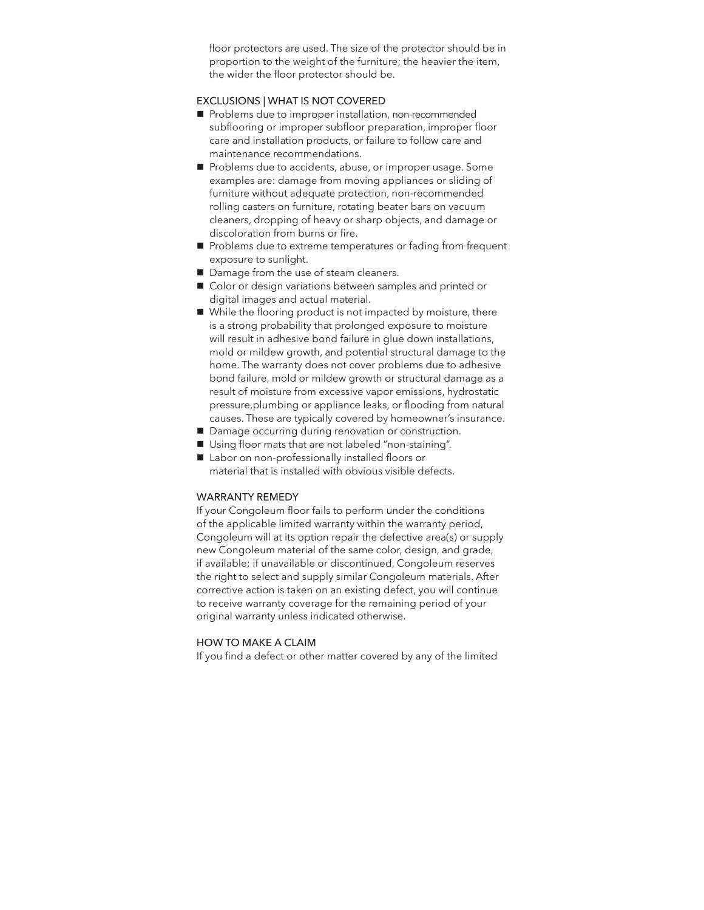floor protectors are used. The size of the protector should be in proportion to the weight of the furniture; the heavier the item, the wider the floor protector should be.

## EXCLUSIONS | WHAT IS NOT COVERED

- Problems due to improper installation, non-recommended subflooring or improper subfloor preparation, improper floor care and installation products, or failure to follow care and maintenance recommendations.
- Problems due to accidents, abuse, or improper usage. Some examples are: damage from moving appliances or sliding of furniture without adequate protection, non-recommended rolling casters on furniture, rotating beater bars on vacuum cleaners, dropping of heavy or sharp objects, and damage or discoloration from burns or fire.
- Problems due to extreme temperatures or fading from frequent exposure to sunlight.
- Damage from the use of steam cleaners.
- Color or design variations between samples and printed or digital images and actual material.
- While the flooring product is not impacted by moisture, there is a strong probability that prolonged exposure to moisture will result in adhesive bond failure in glue down installations, mold or mildew growth, and potential structural damage to the home. The warranty does not cover problems due to adhesive bond failure, mold or mildew growth or structural damage as a result of moisture from excessive vapor emissions, hydrostatic pressure,plumbing or appliance leaks, or flooding from natural causes. These are typically covered by homeowner's insurance.
- Damage occurring during renovation or construction.
- Using floor mats that are not labeled "non-staining".
- Labor on non-professionally installed floors or material that is installed with obvious visible defects.

## WARRANTY REMEDY

If your Congoleum floor fails to perform under the conditions of the applicable limited warranty within the warranty period, Congoleum will at its option repair the defective area(s) or supply new Congoleum material of the same color, design, and grade, if available; if unavailable or discontinued, Congoleum reserves the right to select and supply similar Congoleum materials. After corrective action is taken on an existing defect, you will continue to receive warranty coverage for the remaining period of your original warranty unless indicated otherwise.

## HOW TO MAKE A CLAIM

If you find a defect or other matter covered by any of the limited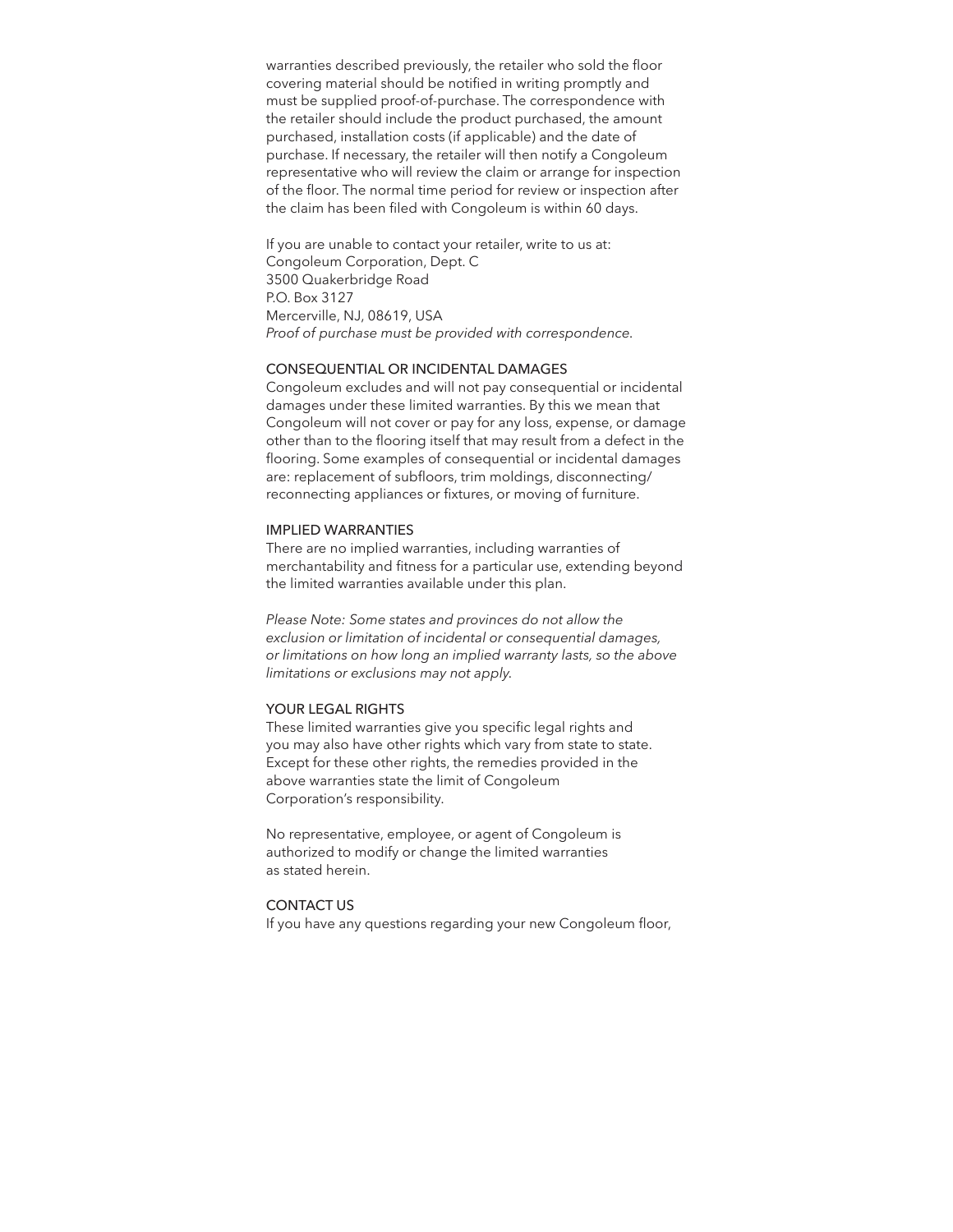warranties described previously, the retailer who sold the floor covering material should be notified in writing promptly and must be supplied proof-of-purchase. The correspondence with the retailer should include the product purchased, the amount purchased, installation costs (if applicable) and the date of purchase. If necessary, the retailer will then notify a Congoleum representative who will review the claim or arrange for inspection of the floor. The normal time period for review or inspection after the claim has been filed with Congoleum is within 60 days.

If you are unable to contact your retailer, write to us at:
Congoleum Corporation, Dept. C
3500 Quakerbridge Road
P.O. Box 3127
Mercerville, NJ, 08619, USA
*Proof of purchase must be provided with correspondence.*

## CONSEQUENTIAL OR INCIDENTAL DAMAGES

Congoleum excludes and will not pay consequential or incidental damages under these limited warranties. By this we mean that Congoleum will not cover or pay for any loss, expense, or damage other than to the flooring itself that may result from a defect in the flooring. Some examples of consequential or incidental damages are: replacement of subfloors, trim moldings, disconnecting/reconnecting appliances or fixtures, or moving of furniture.

## IMPLIED WARRANTIES

There are no implied warranties, including warranties of merchantability and fitness for a particular use, extending beyond the limited warranties available under this plan.

*Please Note: Some states and provinces do not allow the exclusion or limitation of incidental or consequential damages, or limitations on how long an implied warranty lasts, so the above limitations or exclusions may not apply.*

## YOUR LEGAL RIGHTS

These limited warranties give you specific legal rights and you may also have other rights which vary from state to state. Except for these other rights, the remedies provided in the above warranties state the limit of Congoleum Corporation's responsibility.

No representative, employee, or agent of Congoleum is authorized to modify or change the limited warranties as stated herein.

## CONTACT US

If you have any questions regarding your new Congoleum floor,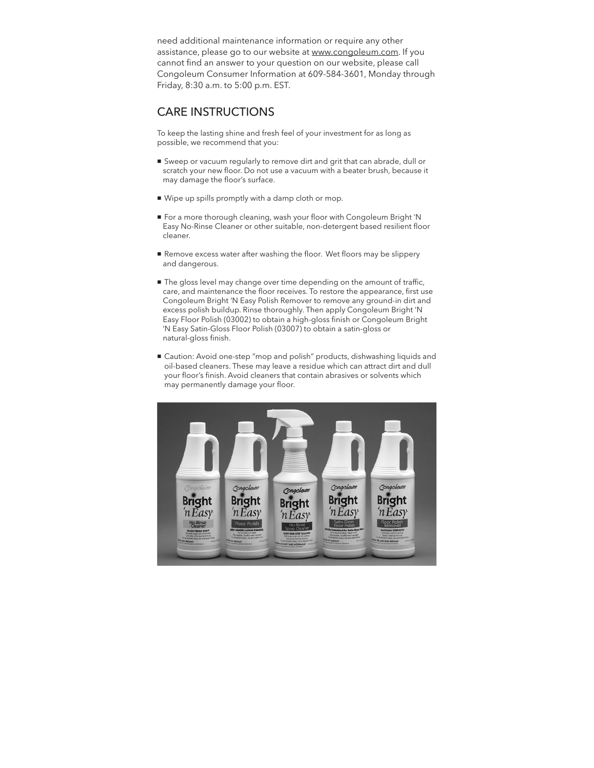need additional maintenance information or require any other assistance, please go to our website at www.congoleum.com. If you cannot find an answer to your question on our website, please call Congoleum Consumer Information at 609-584-3601, Monday through Friday, 8:30 a.m. to 5:00 p.m. EST.

## CARE INSTRUCTIONS

To keep the lasting shine and fresh feel of your investment for as long as possible, we recommend that you:

- Sweep or vacuum regularly to remove dirt and grit that can abrade, dull or scratch your new floor. Do not use a vacuum with a beater brush, because it may damage the floor's surface.
- Wipe up spills promptly with a damp cloth or mop.
- For a more thorough cleaning, wash your floor with Congoleum Bright 'N Easy No-Rinse Cleaner or other suitable, non-detergent based resilient floor cleaner.
- Remove excess water after washing the floor. Wet floors may be slippery and dangerous.
- The gloss level may change over time depending on the amount of traffic, care, and maintenance the floor receives. To restore the appearance, first use Congoleum Bright 'N Easy Polish Remover to remove any ground-in dirt and excess polish buildup. Rinse thoroughly. Then apply Congoleum Bright 'N Easy Floor Polish (03002) to obtain a high-gloss finish or Congoleum Bright 'N Easy Satin-Gloss Floor Polish (03007) to obtain a satin-gloss or natural-gloss finish.
- Caution: Avoid one-step "mop and polish" products, dishwashing liquids and oil-based cleaners. These may leave a residue which can attract dirt and dull your floor's finish. Avoid cleaners that contain abrasives or solvents which may permanently damage your floor.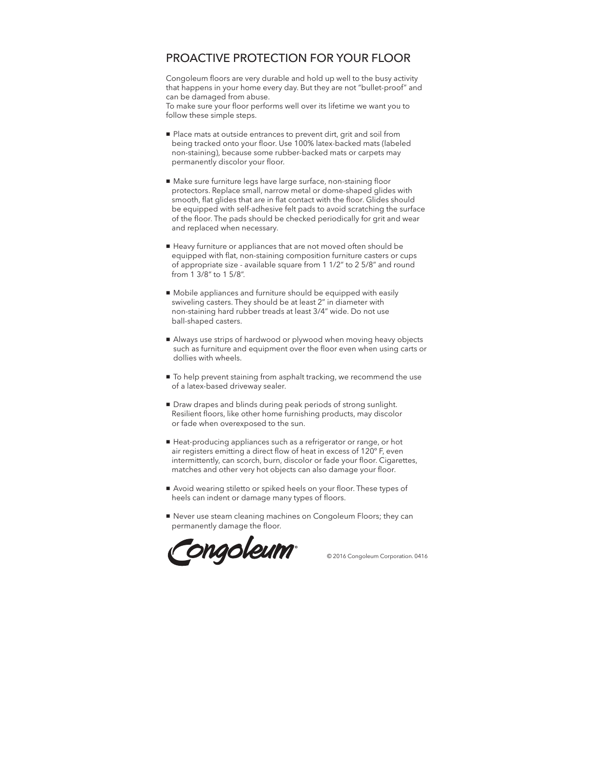# PROACTIVE PROTECTION FOR YOUR FLOOR

Congoleum floors are very durable and hold up well to the busy activity that happens in your home every day. But they are not "bullet-proof" and can be damaged from abuse.
To make sure your floor performs well over its lifetime we want you to follow these simple steps.

- Place mats at outside entrances to prevent dirt, grit and soil from being tracked onto your floor. Use 100% latex-backed mats (labeled non-staining), because some rubber-backed mats or carpets may permanently discolor your floor.

- Make sure furniture legs have large surface, non-staining floor protectors. Replace small, narrow metal or dome-shaped glides with smooth, flat glides that are in flat contact with the floor. Glides should be equipped with self-adhesive felt pads to avoid scratching the surface of the floor. The pads should be checked periodically for grit and wear and replaced when necessary.

- Heavy furniture or appliances that are not moved often should be equipped with flat, non-staining composition furniture casters or cups of appropriate size - available square from 1 1/2" to 2 5/8" and round from 1 3/8" to 1 5/8".

- Mobile appliances and furniture should be equipped with easily swiveling casters. They should be at least 2" in diameter with non-staining hard rubber treads at least 3/4" wide. Do not use ball-shaped casters.

- Always use strips of hardwood or plywood when moving heavy objects such as furniture and equipment over the floor even when using carts or dollies with wheels.

- To help prevent staining from asphalt tracking, we recommend the use of a latex-based driveway sealer.

- Draw drapes and blinds during peak periods of strong sunlight. Resilient floors, like other home furnishing products, may discolor or fade when overexposed to the sun.

- Heat-producing appliances such as a refrigerator or range, or hot air registers emitting a direct flow of heat in excess of 120° F, even intermittently, can scorch, burn, discolor or fade your floor. Cigarettes, matches and other very hot objects can also damage your floor.

- Avoid wearing stiletto or spiked heels on your floor. These types of heels can indent or damage many types of floors.

- Never use steam cleaning machines on Congoleum Floors; they can permanently damage the floor.

Congoleum®

© 2016 Congoleum Corporation. 0416